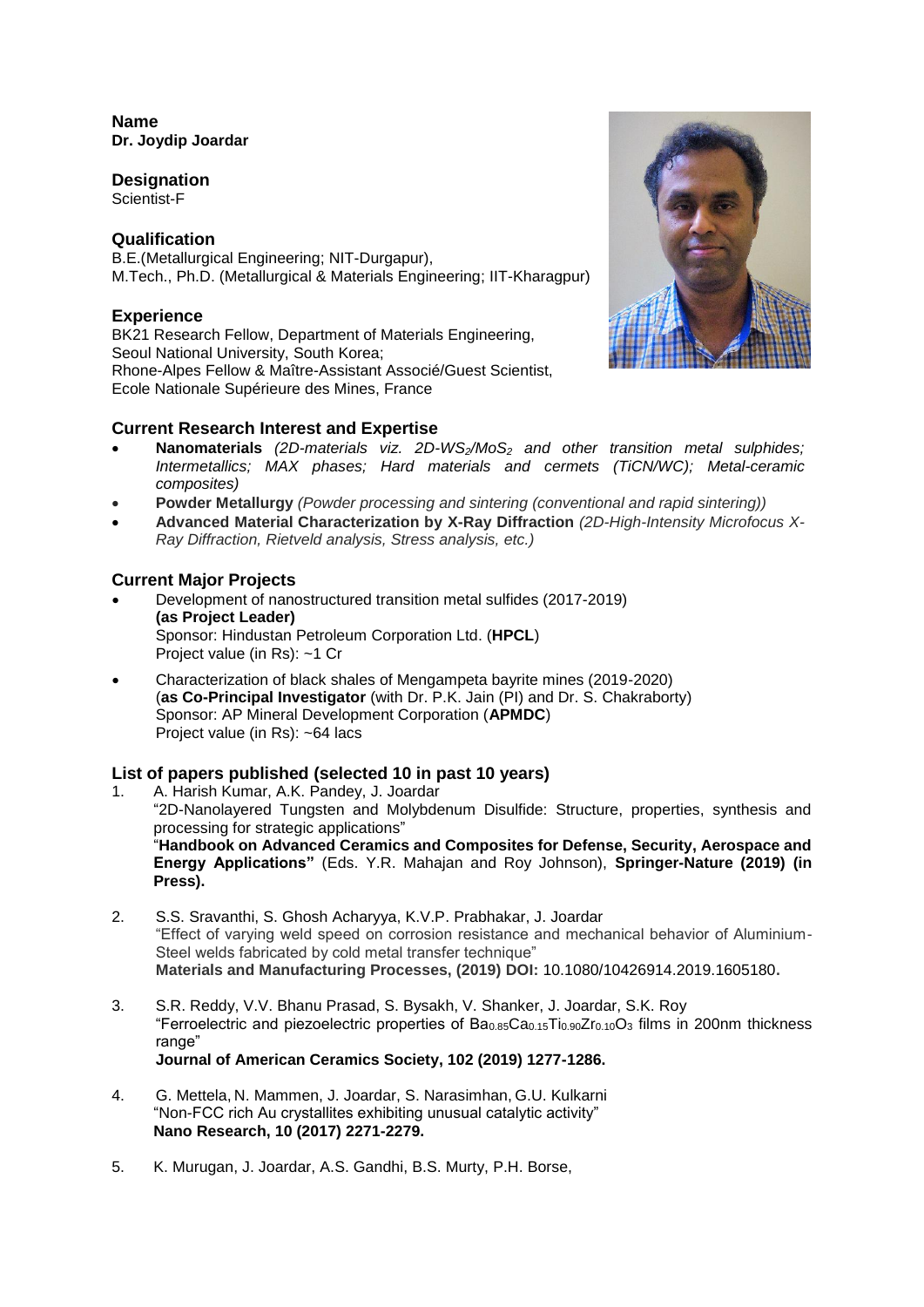**Name**
**Dr. Joydip Joardar**

**Designation**
Scientist-F

**Qualification**
B.E.(Metallurgical Engineering; NIT-Durgapur),
M.Tech., Ph.D. (Metallurgical & Materials Engineering; IIT-Kharagpur)

**Experience**
BK21 Research Fellow, Department of Materials Engineering, Seoul National University, South Korea;
Rhone-Alpes Fellow & Maître-Assistant Associé/Guest Scientist, Ecole Nationale Supérieure des Mines, France

**Current Research Interest and Expertise**

- **Nanomaterials** *(2D-materials viz. 2D-$WS_2$/$MoS_2$ and other transition metal sulphides; Intermetallics; MAX phases; Hard materials and cermets (TiCN/WC); Metal-ceramic composites)*
- **Powder Metallurgy** *(Powder processing and sintering (conventional and rapid sintering))*
- **Advanced Material Characterization by X-Ray Diffraction** *(2D-High-Intensity Microfocus X-Ray Diffraction, Rietveld analysis, Stress analysis, etc.)*

**Current Major Projects**

- Development of nanostructured transition metal sulfides (2017-2019)
  **(as Project Leader)**
  Sponsor: Hindustan Petroleum Corporation Ltd. (**HPCL**)
  Project value (in Rs): ~1 Cr
- Characterization of black shales of Mengampeta bayrite mines (2019-2020)
  (**as Co-Principal Investigator** (with Dr. P.K. Jain (PI) and Dr. S. Chakraborty)
  Sponsor: AP Mineral Development Corporation (**APMDC**)
  Project value (in Rs): ~64 lacs

**List of papers published (selected 10 in past 10 years)**

1. A. Harish Kumar, A.K. Pandey, J. Joardar
   "2D-Nanolayered Tungsten and Molybdenum Disulfide: Structure, properties, synthesis and processing for strategic applications"
   "**Handbook on Advanced Ceramics and Composites for Defense, Security, Aerospace and Energy Applications"** (Eds. Y.R. Mahajan and Roy Johnson), **Springer-Nature (2019) (in Press).**

2. S.S. Sravanthi, S. Ghosh Acharyya, K.V.P. Prabhakar, J. Joardar
   "Effect of varying weld speed on corrosion resistance and mechanical behavior of Aluminium-Steel welds fabricated by cold metal transfer technique"
   **Materials and Manufacturing Processes, (2019) DOI:** 10.1080/10426914.2019.1605180**.**

3. S.R. Reddy, V.V. Bhanu Prasad, S. Bysakh, V. Shanker, J. Joardar, S.K. Roy
   "Ferroelectric and piezoelectric properties of $Ba_{0.85}Ca_{0.15}Ti_{0.90}Zr_{0.10}O_3$ films in 200nm thickness range"
   **Journal of American Ceramics Society, 102 (2019) 1277-1286.**

4. G. Mettela, N. Mammen, J. Joardar, S. Narasimhan, G.U. Kulkarni
   "Non-FCC rich Au crystallites exhibiting unusual catalytic activity"
   **Nano Research, 10 (2017) 2271-2279.**

5. K. Murugan, J. Joardar, A.S. Gandhi, B.S. Murty, P.H. Borse,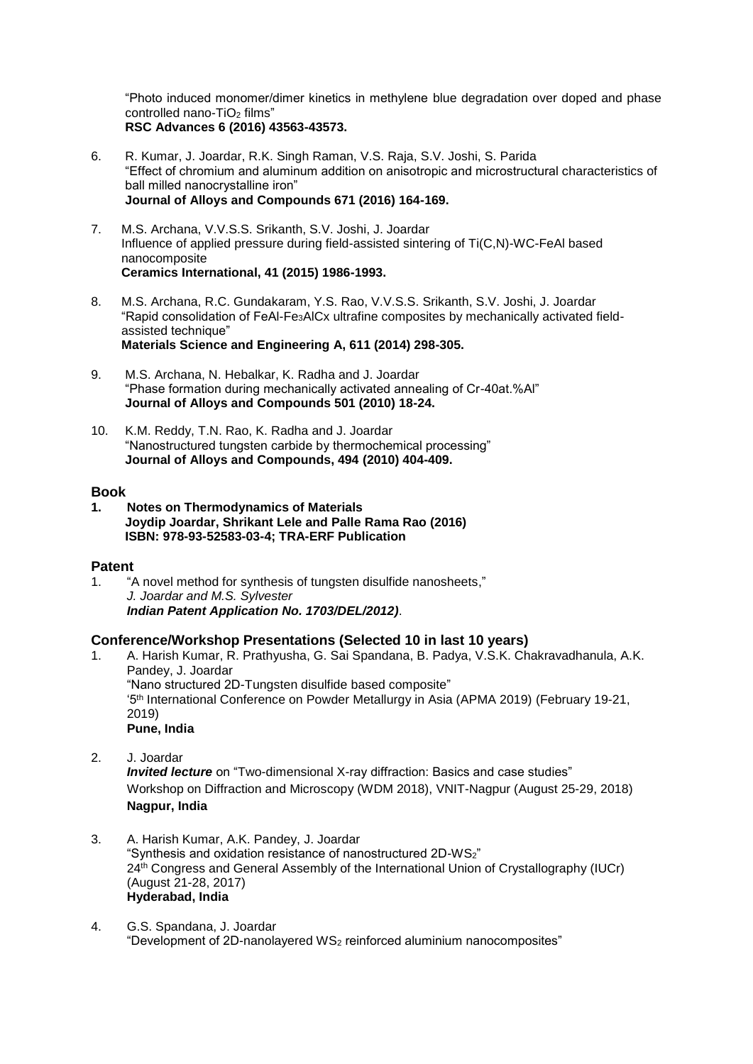"Photo induced monomer/dimer kinetics in methylene blue degradation over doped and phase controlled nano-$TiO_2$ films"
**RSC Advances 6 (2016) 43563-43573.**

6. R. Kumar, J. Joardar, R.K. Singh Raman, V.S. Raja, S.V. Joshi, S. Parida
   "Effect of chromium and aluminum addition on anisotropic and microstructural characteristics of ball milled nanocrystalline iron"
   **Journal of Alloys and Compounds 671 (2016) 164-169.**

7. M.S. Archana, V.V.S.S. Srikanth, S.V. Joshi, J. Joardar
   Influence of applied pressure during field-assisted sintering of Ti(C,N)-WC-FeAl based nanocomposite
   **Ceramics International, 41 (2015) 1986-1993.**

8. M.S. Archana, R.C. Gundakaram, Y.S. Rao, V.V.S.S. Srikanth, S.V. Joshi, J. Joardar
   "Rapid consolidation of FeAl-$Fe_3AlC_x$ ultrafine composites by mechanically activated field-assisted technique"
   **Materials Science and Engineering A, 611 (2014) 298-305.**

9. M.S. Archana, N. Hebalkar, K. Radha and J. Joardar
   "Phase formation during mechanically activated annealing of Cr-40at.%Al"
   **Journal of Alloys and Compounds 501 (2010) 18-24.**

10. K.M. Reddy, T.N. Rao, K. Radha and J. Joardar
    "Nanostructured tungsten carbide by thermochemical processing"
    **Journal of Alloys and Compounds, 494 (2010) 404-409.**

## Book

1. **Notes on Thermodynamics of Materials**
   **Joydip Joardar, Shrikant Lele and Palle Rama Rao (2016)**
   **ISBN: 978-93-52583-03-4; TRA-ERF Publication**

## Patent

1. "A novel method for synthesis of tungsten disulfide nanosheets,"
   *J. Joardar and M.S. Sylvester*
   ***Indian Patent Application No. 1703/DEL/2012)***.

## Conference/Workshop Presentations (Selected 10 in last 10 years)

1. A. Harish Kumar, R. Prathyusha, G. Sai Spandana, B. Padya, V.S.K. Chakravadhanula, A.K. Pandey, J. Joardar
   "Nano structured 2D-Tungsten disulfide based composite"
   '5th International Conference on Powder Metallurgy in Asia (APMA 2019) (February 19-21, 2019)
   **Pune, India**

2. J. Joardar
   ***Invited lecture*** on "Two-dimensional X-ray diffraction: Basics and case studies"
   Workshop on Diffraction and Microscopy (WDM 2018), VNIT-Nagpur (August 25-29, 2018)
   **Nagpur, India**

3. A. Harish Kumar, A.K. Pandey, J. Joardar
   "Synthesis and oxidation resistance of nanostructured 2D-$WS_2$"
   24th Congress and General Assembly of the International Union of Crystallography (IUCr) (August 21-28, 2017)
   **Hyderabad, India**

4. G.S. Spandana, J. Joardar
   "Development of 2D-nanolayered $WS_2$ reinforced aluminium nanocomposites"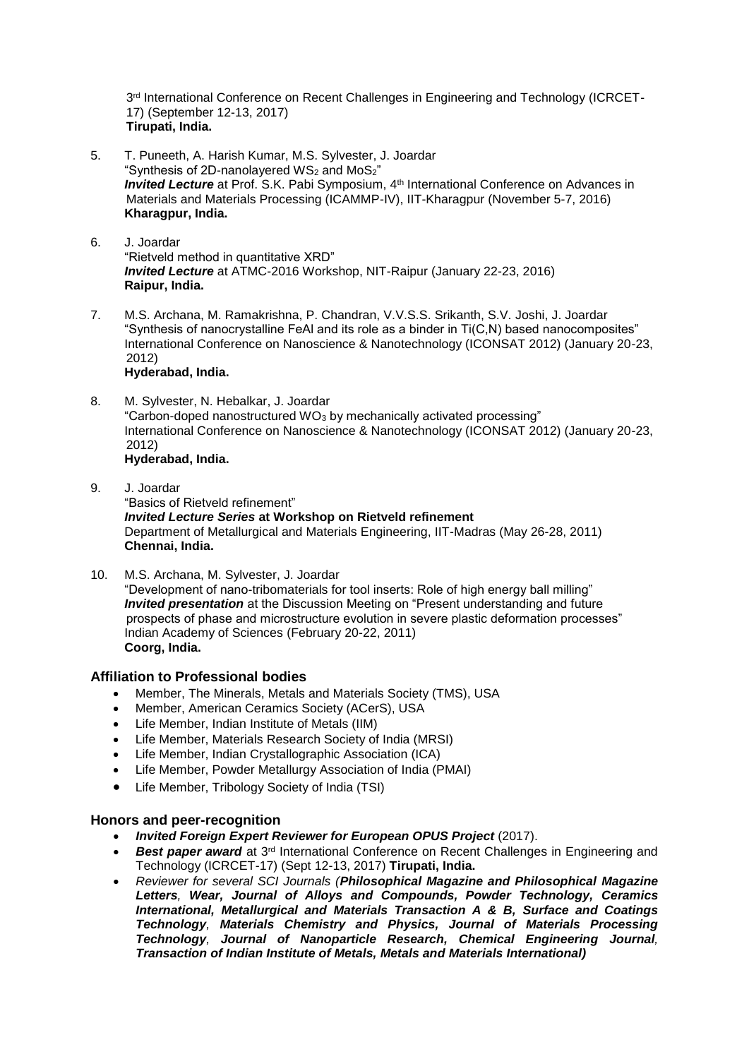3rd International Conference on Recent Challenges in Engineering and Technology (ICRCET-17) (September 12-13, 2017)
**Tirupati, India.**

5. T. Puneeth, A. Harish Kumar, M.S. Sylvester, J. Joardar
   "Synthesis of 2D-nanolayered $WS_2$ and $MoS_2$"
   ***Invited Lecture*** at Prof. S.K. Pabi Symposium, 4th International Conference on Advances in Materials and Materials Processing (ICAMMP-IV), IIT-Kharagpur (November 5-7, 2016)
   **Kharagpur, India.**

6. J. Joardar
   "Rietveld method in quantitative XRD"
   ***Invited Lecture*** at ATMC-2016 Workshop, NIT-Raipur (January 22-23, 2016)
   **Raipur, India.**

7. M.S. Archana, M. Ramakrishna, P. Chandran, V.V.S.S. Srikanth, S.V. Joshi, J. Joardar
   "Synthesis of nanocrystalline FeAl and its role as a binder in Ti(C,N) based nanocomposites"
   International Conference on Nanoscience & Nanotechnology (ICONSAT 2012) (January 20-23, 2012)
   **Hyderabad, India.**

8. M. Sylvester, N. Hebalkar, J. Joardar
   "Carbon-doped nanostructured $WO_3$ by mechanically activated processing"
   International Conference on Nanoscience & Nanotechnology (ICONSAT 2012) (January 20-23, 2012)
   **Hyderabad, India.**

9. J. Joardar
   "Basics of Rietveld refinement"
   ***Invited Lecture Series* at Workshop on Rietveld refinement**
   Department of Metallurgical and Materials Engineering, IIT-Madras (May 26-28, 2011)
   **Chennai, India.**

10. M.S. Archana, M. Sylvester, J. Joardar
    "Development of nano-tribomaterials for tool inserts: Role of high energy ball milling"
    ***Invited presentation*** at the Discussion Meeting on "Present understanding and future prospects of phase and microstructure evolution in severe plastic deformation processes"
    Indian Academy of Sciences (February 20-22, 2011)
    **Coorg, India.**

## Affiliation to Professional bodies

- Member, The Minerals, Metals and Materials Society (TMS), USA
- Member, American Ceramics Society (ACerS), USA
- Life Member, Indian Institute of Metals (IIM)
- Life Member, Materials Research Society of India (MRSI)
- Life Member, Indian Crystallographic Association (ICA)
- Life Member, Powder Metallurgy Association of India (PMAI)
- Life Member, Tribology Society of India (TSI)

## Honors and peer-recognition

- ***Invited Foreign Expert Reviewer for European OPUS Project*** (2017).
- ***Best paper award*** at 3rd International Conference on Recent Challenges in Engineering and Technology (ICRCET-17) (Sept 12-13, 2017) **Tirupati, India.**
- *Reviewer for several SCI Journals (**Philosophical Magazine and Philosophical Magazine Letters**, **Wear, Journal of Alloys and Compounds, Powder Technology, Ceramics International, Metallurgical and Materials Transaction A & B, Surface and Coatings Technology**, **Materials Chemistry and Physics, Journal of Materials Processing Technology**, **Journal of Nanoparticle Research, Chemical Engineering Journal**, **Transaction of Indian Institute of Metals, Metals and Materials International)***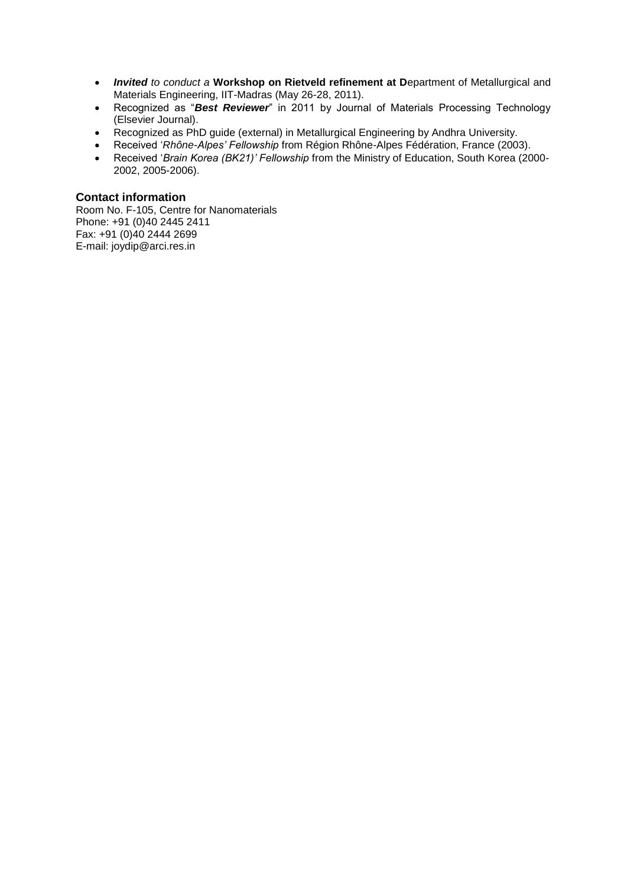- ***Invited*** *to conduct a* **Workshop on Rietveld refinement at D**epartment of Metallurgical and Materials Engineering, IIT-Madras (May 26-28, 2011).
- Recognized as "***Best Reviewer***" in 2011 by Journal of Materials Processing Technology (Elsevier Journal).
- Recognized as PhD guide (external) in Metallurgical Engineering by Andhra University.
- Received '*Rhône-Alpes' Fellowship* from Région Rhône-Alpes Fédération, France (2003).
- Received '*Brain Korea (BK21)' Fellowship* from the Ministry of Education, South Korea (2000-2002, 2005-2006).

## Contact information

Room No. F-105, Centre for Nanomaterials
Phone: +91 (0)40 2445 2411
Fax: +91 (0)40 2444 2699
E-mail: joydip@arci.res.in